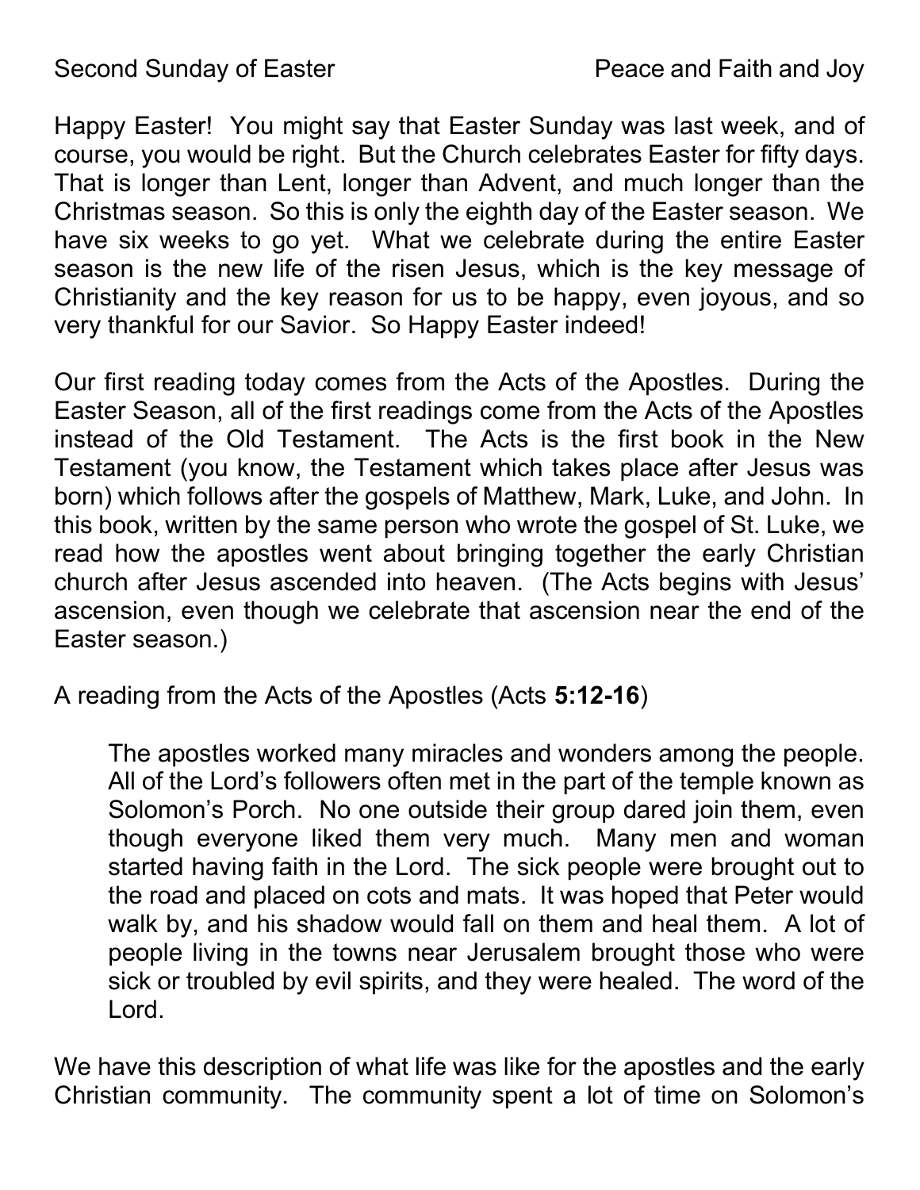Second Sunday of Easter Peace and Faith and Joy

Happy Easter! You might say that Easter Sunday was last week, and of course, you would be right. But the Church celebrates Easter for fifty days. That is longer than Lent, longer than Advent, and much longer than the Christmas season. So this is only the eighth day of the Easter season. We have six weeks to go yet. What we celebrate during the entire Easter season is the new life of the risen Jesus, which is the key message of Christianity and the key reason for us to be happy, even joyous, and so very thankful for our Savior. So Happy Easter indeed!

Our first reading today comes from the Acts of the Apostles. During the Easter Season, all of the first readings come from the Acts of the Apostles instead of the Old Testament. The Acts is the first book in the New Testament (you know, the Testament which takes place after Jesus was born) which follows after the gospels of Matthew, Mark, Luke, and John. In this book, written by the same person who wrote the gospel of St. Luke, we read how the apostles went about bringing together the early Christian church after Jesus ascended into heaven. (The Acts begins with Jesus' ascension, even though we celebrate that ascension near the end of the Easter season.)

A reading from the Acts of the Apostles (Acts **5:12-16**)

> The apostles worked many miracles and wonders among the people. All of the Lord's followers often met in the part of the temple known as Solomon's Porch. No one outside their group dared join them, even though everyone liked them very much. Many men and woman started having faith in the Lord. The sick people were brought out to the road and placed on cots and mats. It was hoped that Peter would walk by, and his shadow would fall on them and heal them. A lot of people living in the towns near Jerusalem brought those who were sick or troubled by evil spirits, and they were healed. The word of the Lord.

We have this description of what life was like for the apostles and the early Christian community. The community spent a lot of time on Solomon's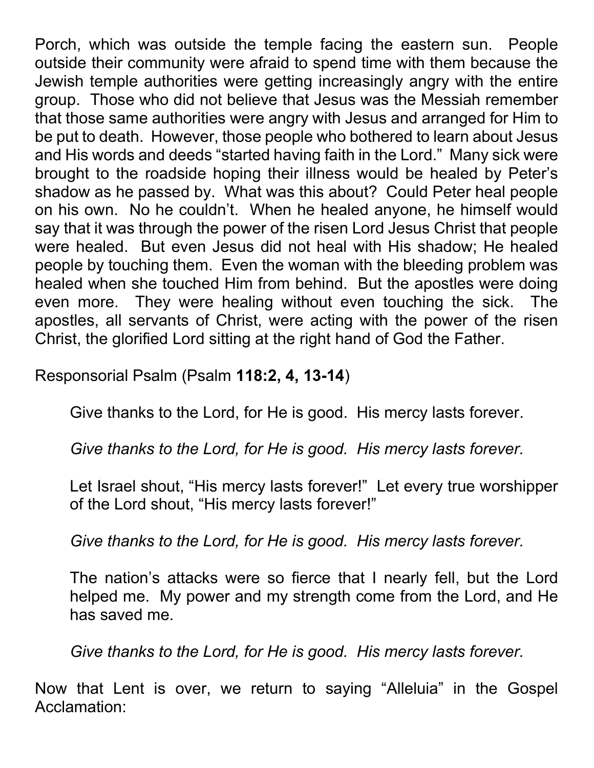Porch, which was outside the temple facing the eastern sun. People outside their community were afraid to spend time with them because the Jewish temple authorities were getting increasingly angry with the entire group. Those who did not believe that Jesus was the Messiah remember that those same authorities were angry with Jesus and arranged for Him to be put to death. However, those people who bothered to learn about Jesus and His words and deeds "started having faith in the Lord." Many sick were brought to the roadside hoping their illness would be healed by Peter's shadow as he passed by. What was this about? Could Peter heal people on his own. No he couldn't. When he healed anyone, he himself would say that it was through the power of the risen Lord Jesus Christ that people were healed. But even Jesus did not heal with His shadow; He healed people by touching them. Even the woman with the bleeding problem was healed when she touched Him from behind. But the apostles were doing even more. They were healing without even touching the sick. The apostles, all servants of Christ, were acting with the power of the risen Christ, the glorified Lord sitting at the right hand of God the Father.

Responsorial Psalm (Psalm **118:2, 4, 13-14**)

> Give thanks to the Lord, for He is good. His mercy lasts forever.
>
> *Give thanks to the Lord, for He is good. His mercy lasts forever.*
>
> Let Israel shout, "His mercy lasts forever!" Let every true worshipper of the Lord shout, "His mercy lasts forever!"
>
> *Give thanks to the Lord, for He is good. His mercy lasts forever.*
>
> The nation's attacks were so fierce that I nearly fell, but the Lord helped me. My power and my strength come from the Lord, and He has saved me.
>
> *Give thanks to the Lord, for He is good. His mercy lasts forever.*

Now that Lent is over, we return to saying "Alleluia" in the Gospel Acclamation: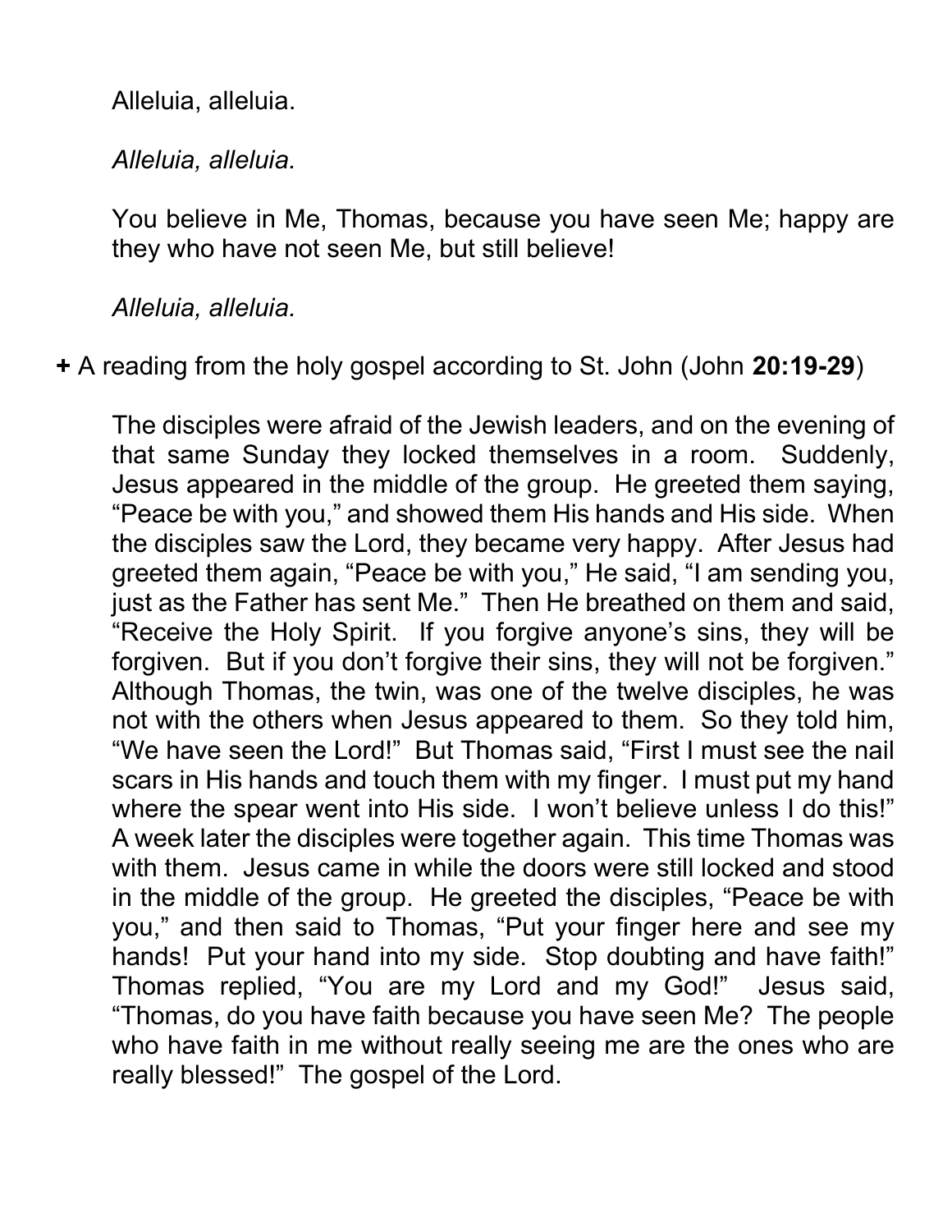Alleluia, alleluia.

*Alleluia, alleluia.*

You believe in Me, Thomas, because you have seen Me; happy are they who have not seen Me, but still believe!

*Alleluia, alleluia.*

**+** A reading from the holy gospel according to St. John (John **20:19-29**)

The disciples were afraid of the Jewish leaders, and on the evening of that same Sunday they locked themselves in a room. Suddenly, Jesus appeared in the middle of the group. He greeted them saying, "Peace be with you," and showed them His hands and His side. When the disciples saw the Lord, they became very happy. After Jesus had greeted them again, "Peace be with you," He said, "I am sending you, just as the Father has sent Me." Then He breathed on them and said, "Receive the Holy Spirit. If you forgive anyone's sins, they will be forgiven. But if you don't forgive their sins, they will not be forgiven." Although Thomas, the twin, was one of the twelve disciples, he was not with the others when Jesus appeared to them. So they told him, "We have seen the Lord!" But Thomas said, "First I must see the nail scars in His hands and touch them with my finger. I must put my hand where the spear went into His side. I won't believe unless I do this!" A week later the disciples were together again. This time Thomas was with them. Jesus came in while the doors were still locked and stood in the middle of the group. He greeted the disciples, "Peace be with you," and then said to Thomas, "Put your finger here and see my hands! Put your hand into my side. Stop doubting and have faith!" Thomas replied, "You are my Lord and my God!" Jesus said, "Thomas, do you have faith because you have seen Me? The people who have faith in me without really seeing me are the ones who are really blessed!" The gospel of the Lord.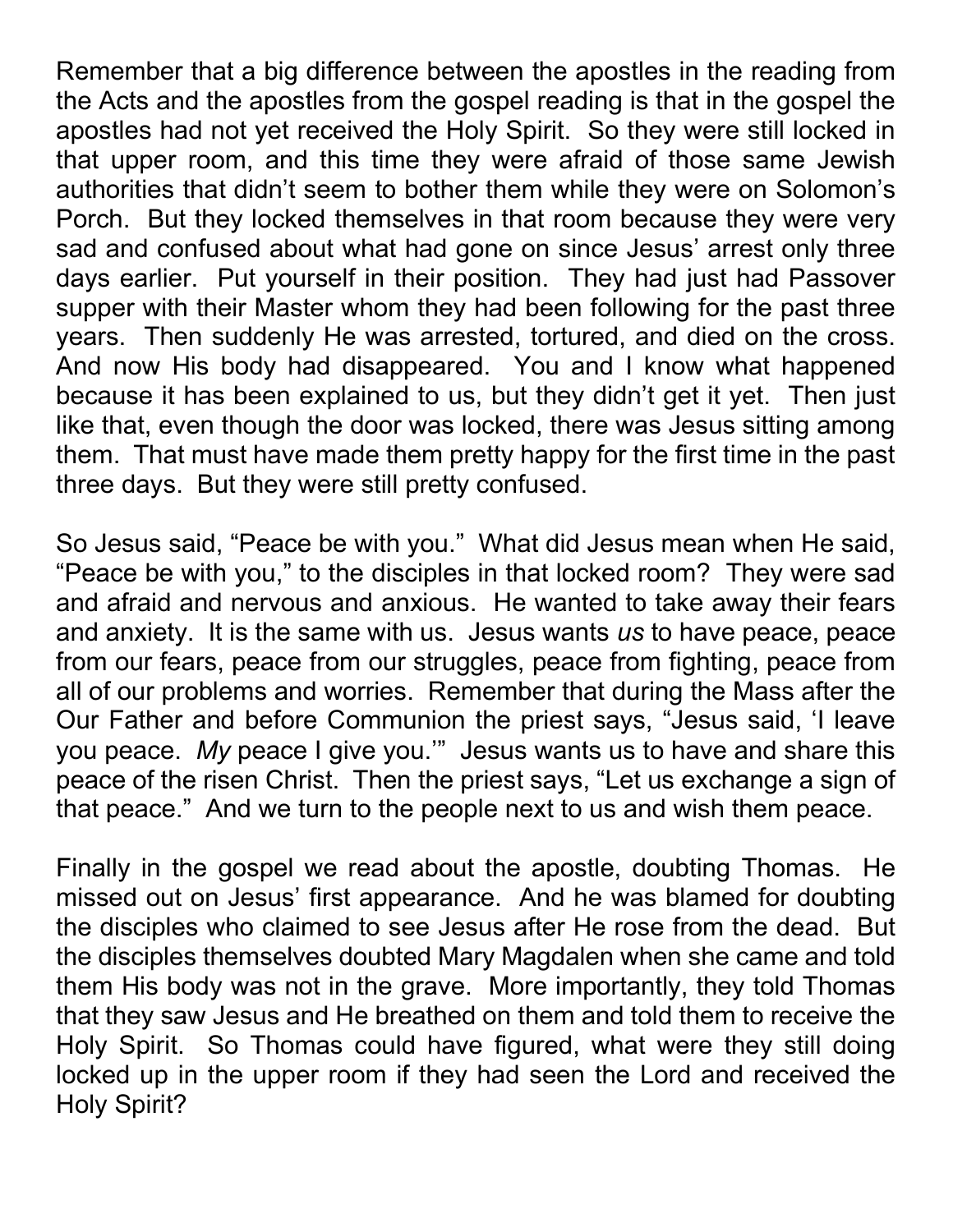Remember that a big difference between the apostles in the reading from the Acts and the apostles from the gospel reading is that in the gospel the apostles had not yet received the Holy Spirit. So they were still locked in that upper room, and this time they were afraid of those same Jewish authorities that didn't seem to bother them while they were on Solomon's Porch. But they locked themselves in that room because they were very sad and confused about what had gone on since Jesus' arrest only three days earlier. Put yourself in their position. They had just had Passover supper with their Master whom they had been following for the past three years. Then suddenly He was arrested, tortured, and died on the cross. And now His body had disappeared. You and I know what happened because it has been explained to us, but they didn't get it yet. Then just like that, even though the door was locked, there was Jesus sitting among them. That must have made them pretty happy for the first time in the past three days. But they were still pretty confused.

So Jesus said, "Peace be with you." What did Jesus mean when He said, "Peace be with you," to the disciples in that locked room? They were sad and afraid and nervous and anxious. He wanted to take away their fears and anxiety. It is the same with us. Jesus wants *us* to have peace, peace from our fears, peace from our struggles, peace from fighting, peace from all of our problems and worries. Remember that during the Mass after the Our Father and before Communion the priest says, "Jesus said, 'I leave you peace. *My* peace I give you.'" Jesus wants us to have and share this peace of the risen Christ. Then the priest says, "Let us exchange a sign of that peace." And we turn to the people next to us and wish them peace.

Finally in the gospel we read about the apostle, doubting Thomas. He missed out on Jesus' first appearance. And he was blamed for doubting the disciples who claimed to see Jesus after He rose from the dead. But the disciples themselves doubted Mary Magdalen when she came and told them His body was not in the grave. More importantly, they told Thomas that they saw Jesus and He breathed on them and told them to receive the Holy Spirit. So Thomas could have figured, what were they still doing locked up in the upper room if they had seen the Lord and received the Holy Spirit?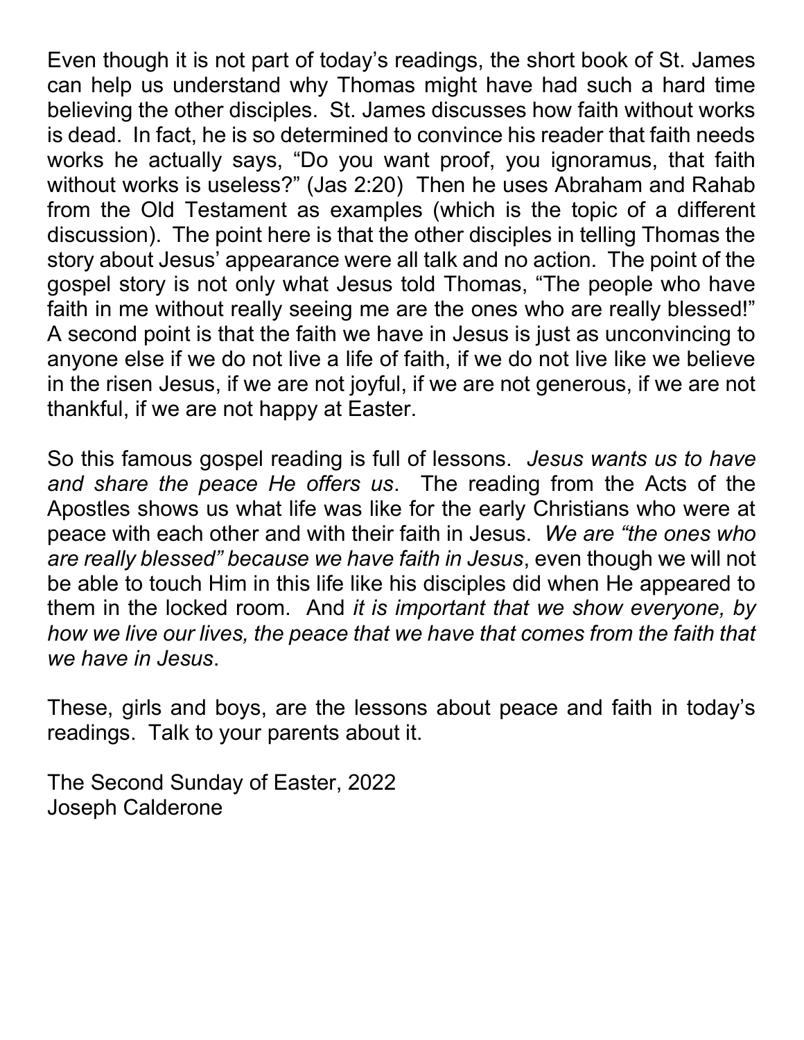Even though it is not part of today's readings, the short book of St. James can help us understand why Thomas might have had such a hard time believing the other disciples. St. James discusses how faith without works is dead. In fact, he is so determined to convince his reader that faith needs works he actually says, "Do you want proof, you ignoramus, that faith without works is useless?" (Jas 2:20) Then he uses Abraham and Rahab from the Old Testament as examples (which is the topic of a different discussion). The point here is that the other disciples in telling Thomas the story about Jesus' appearance were all talk and no action. The point of the gospel story is not only what Jesus told Thomas, "The people who have faith in me without really seeing me are the ones who are really blessed!" A second point is that the faith we have in Jesus is just as unconvincing to anyone else if we do not live a life of faith, if we do not live like we believe in the risen Jesus, if we are not joyful, if we are not generous, if we are not thankful, if we are not happy at Easter.

So this famous gospel reading is full of lessons. *Jesus wants us to have and share the peace He offers us*. The reading from the Acts of the Apostles shows us what life was like for the early Christians who were at peace with each other and with their faith in Jesus. *We are "the ones who are really blessed" because we have faith in Jesus*, even though we will not be able to touch Him in this life like his disciples did when He appeared to them in the locked room. And *it is important that we show everyone, by how we live our lives, the peace that we have that comes from the faith that we have in Jesus*.

These, girls and boys, are the lessons about peace and faith in today's readings. Talk to your parents about it.

The Second Sunday of Easter, 2022
Joseph Calderone